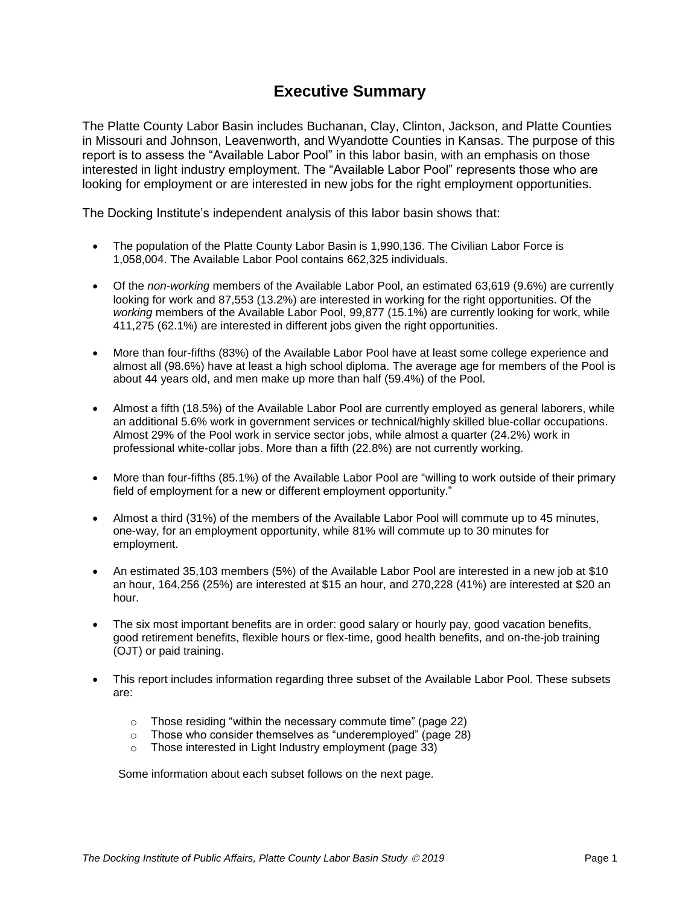# Executive Summary

The Platte County Labor Basin includes Buchanan, Clay, Clinton, Jackson, and Platte Counties in Missouri and Johnson, Leavenworth, and Wyandotte Counties in Kansas. The purpose of this report is to assess the "Available Labor Pool" in this labor basin, with an emphasis on those interested in light industry employment. The "Available Labor Pool" represents those who are looking for employment or are interested in new jobs for the right employment opportunities.

The Docking Institute's independent analysis of this labor basin shows that:

- The population of the Platte County Labor Basin is 1,990,136. The Civilian Labor Force is 1,058,004. The Available Labor Pool contains 662,325 individuals.
- Of the *non-working* members of the Available Labor Pool, an estimated 63,619 (9.6%) are currently looking for work and 87,553 (13.2%) are interested in working for the right opportunities. Of the *working* members of the Available Labor Pool, 99,877 (15.1%) are currently looking for work, while 411,275 (62.1%) are interested in different jobs given the right opportunities.
- More than four-fifths (83%) of the Available Labor Pool have at least some college experience and almost all (98.6%) have at least a high school diploma. The average age for members of the Pool is about 44 years old, and men make up more than half (59.4%) of the Pool.
- Almost a fifth (18.5%) of the Available Labor Pool are currently employed as general laborers, while an additional 5.6% work in government services or technical/highly skilled blue-collar occupations. Almost 29% of the Pool work in service sector jobs, while almost a quarter (24.2%) work in professional white-collar jobs. More than a fifth (22.8%) are not currently working.
- More than four-fifths (85.1%) of the Available Labor Pool are "willing to work outside of their primary field of employment for a new or different employment opportunity."
- Almost a third (31%) of the members of the Available Labor Pool will commute up to 45 minutes, one-way, for an employment opportunity, while 81% will commute up to 30 minutes for employment.
- An estimated 35,103 members (5%) of the Available Labor Pool are interested in a new job at $10 an hour, 164,256 (25%) are interested at $15 an hour, and 270,228 (41%) are interested at $20 an hour.
- The six most important benefits are in order: good salary or hourly pay, good vacation benefits, good retirement benefits, flexible hours or flex-time, good health benefits, and on-the-job training (OJT) or paid training.
- This report includes information regarding three subset of the Available Labor Pool. These subsets are:
  - Those residing "within the necessary commute time" (page 22)
  - Those who consider themselves as "underemployed" (page 28)
  - Those interested in Light Industry employment (page 33)

Some information about each subset follows on the next page.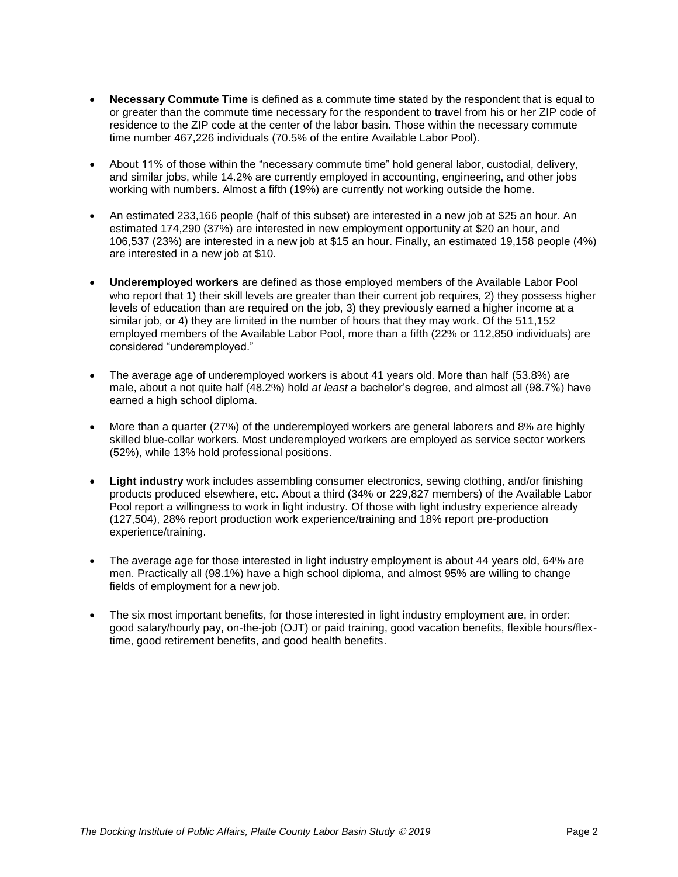- **Necessary Commute Time** is defined as a commute time stated by the respondent that is equal to or greater than the commute time necessary for the respondent to travel from his or her ZIP code of residence to the ZIP code at the center of the labor basin. Those within the necessary commute time number 467,226 individuals (70.5% of the entire Available Labor Pool).

- About 11% of those within the "necessary commute time" hold general labor, custodial, delivery, and similar jobs, while 14.2% are currently employed in accounting, engineering, and other jobs working with numbers. Almost a fifth (19%) are currently not working outside the home.

- An estimated 233,166 people (half of this subset) are interested in a new job at $25 an hour. An estimated 174,290 (37%) are interested in new employment opportunity at $20 an hour, and 106,537 (23%) are interested in a new job at $15 an hour. Finally, an estimated 19,158 people (4%) are interested in a new job at $10.

- **Underemployed workers** are defined as those employed members of the Available Labor Pool who report that 1) their skill levels are greater than their current job requires, 2) they possess higher levels of education than are required on the job, 3) they previously earned a higher income at a similar job, or 4) they are limited in the number of hours that they may work. Of the 511,152 employed members of the Available Labor Pool, more than a fifth (22% or 112,850 individuals) are considered "underemployed."

- The average age of underemployed workers is about 41 years old. More than half (53.8%) are male, about a not quite half (48.2%) hold *at least* a bachelor's degree, and almost all (98.7%) have earned a high school diploma.

- More than a quarter (27%) of the underemployed workers are general laborers and 8% are highly skilled blue-collar workers. Most underemployed workers are employed as service sector workers (52%), while 13% hold professional positions.

- **Light industry** work includes assembling consumer electronics, sewing clothing, and/or finishing products produced elsewhere, etc. About a third (34% or 229,827 members) of the Available Labor Pool report a willingness to work in light industry. Of those with light industry experience already (127,504), 28% report production work experience/training and 18% report pre-production experience/training.

- The average age for those interested in light industry employment is about 44 years old, 64% are men. Practically all (98.1%) have a high school diploma, and almost 95% are willing to change fields of employment for a new job.

- The six most important benefits, for those interested in light industry employment are, in order: good salary/hourly pay, on-the-job (OJT) or paid training, good vacation benefits, flexible hours/flex-time, good retirement benefits, and good health benefits.